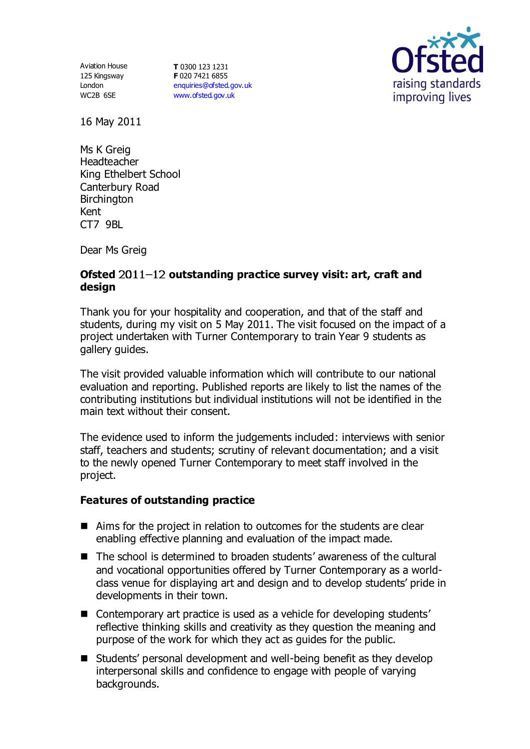Aviation House
125 Kingsway
London
WC2B 6SE

**T** 0300 123 1231
**F** 020 7421 6855
enquiries@ofsted.gov.uk
www.ofsted.gov.uk

Ofsted
raising standards
improving lives

16 May 2011

Ms K Greig
Headteacher
King Ethelbert School
Canterbury Road
Birchington
Kent
CT7 9BL

Dear Ms Greig

**Ofsted 2011–12 outstanding practice survey visit: art, craft and design**

Thank you for your hospitality and cooperation, and that of the staff and students, during my visit on 5 May 2011. The visit focused on the impact of a project undertaken with Turner Contemporary to train Year 9 students as gallery guides.

The visit provided valuable information which will contribute to our national evaluation and reporting. Published reports are likely to list the names of the contributing institutions but individual institutions will not be identified in the main text without their consent.

The evidence used to inform the judgements included: interviews with senior staff, teachers and students; scrutiny of relevant documentation; and a visit to the newly opened Turner Contemporary to meet staff involved in the project.

**Features of outstanding practice**

- Aims for the project in relation to outcomes for the students are clear enabling effective planning and evaluation of the impact made.
- The school is determined to broaden students' awareness of the cultural and vocational opportunities offered by Turner Contemporary as a world-class venue for displaying art and design and to develop students' pride in developments in their town.
- Contemporary art practice is used as a vehicle for developing students' reflective thinking skills and creativity as they question the meaning and purpose of the work for which they act as guides for the public.
- Students' personal development and well-being benefit as they develop interpersonal skills and confidence to engage with people of varying backgrounds.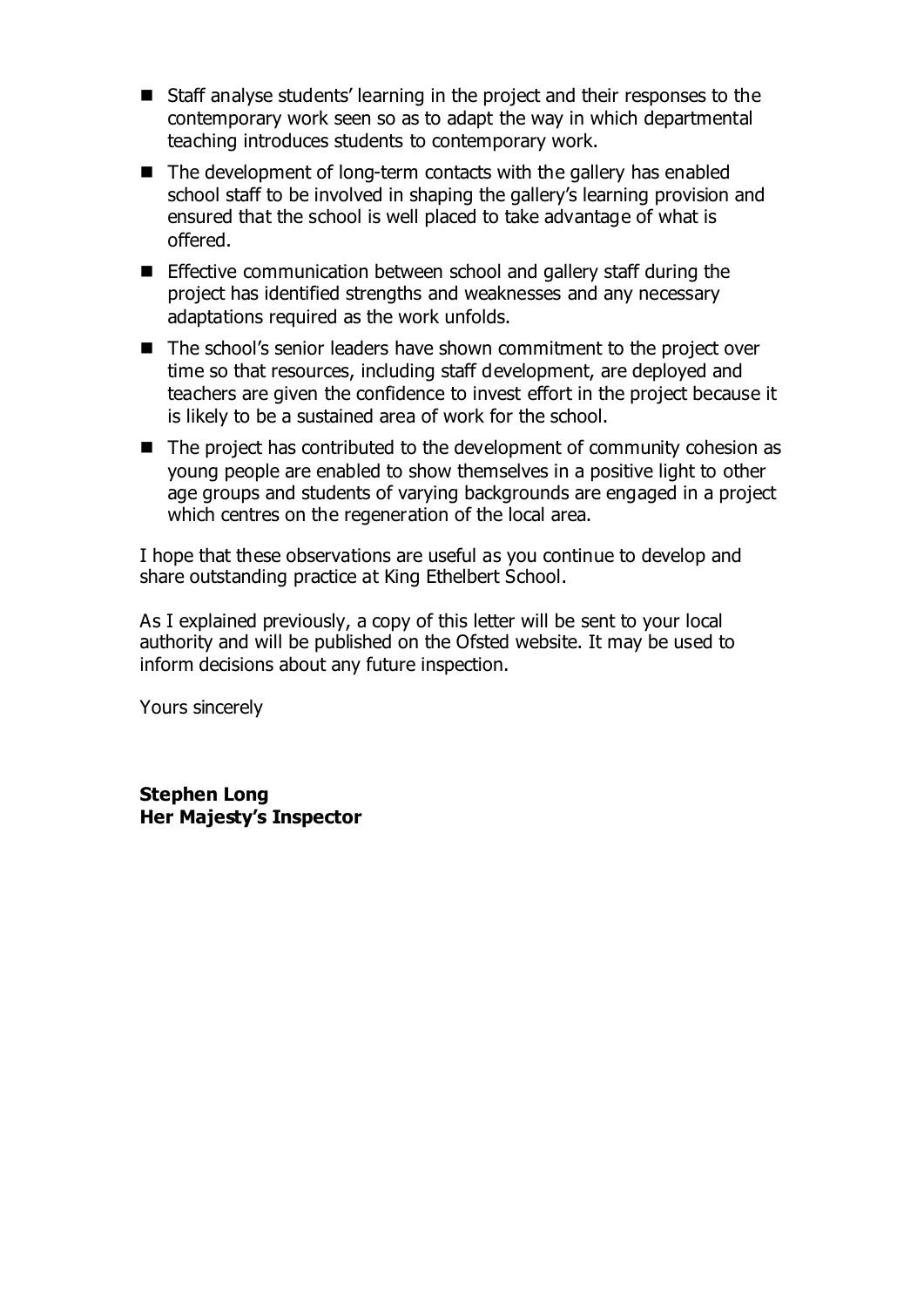- Staff analyse students' learning in the project and their responses to the contemporary work seen so as to adapt the way in which departmental teaching introduces students to contemporary work.
- The development of long-term contacts with the gallery has enabled school staff to be involved in shaping the gallery's learning provision and ensured that the school is well placed to take advantage of what is offered.
- Effective communication between school and gallery staff during the project has identified strengths and weaknesses and any necessary adaptations required as the work unfolds.
- The school's senior leaders have shown commitment to the project over time so that resources, including staff development, are deployed and teachers are given the confidence to invest effort in the project because it is likely to be a sustained area of work for the school.
- The project has contributed to the development of community cohesion as young people are enabled to show themselves in a positive light to other age groups and students of varying backgrounds are engaged in a project which centres on the regeneration of the local area.

I hope that these observations are useful as you continue to develop and share outstanding practice at King Ethelbert School.

As I explained previously, a copy of this letter will be sent to your local authority and will be published on the Ofsted website. It may be used to inform decisions about any future inspection.

Yours sincerely

**Stephen Long**
**Her Majesty's Inspector**